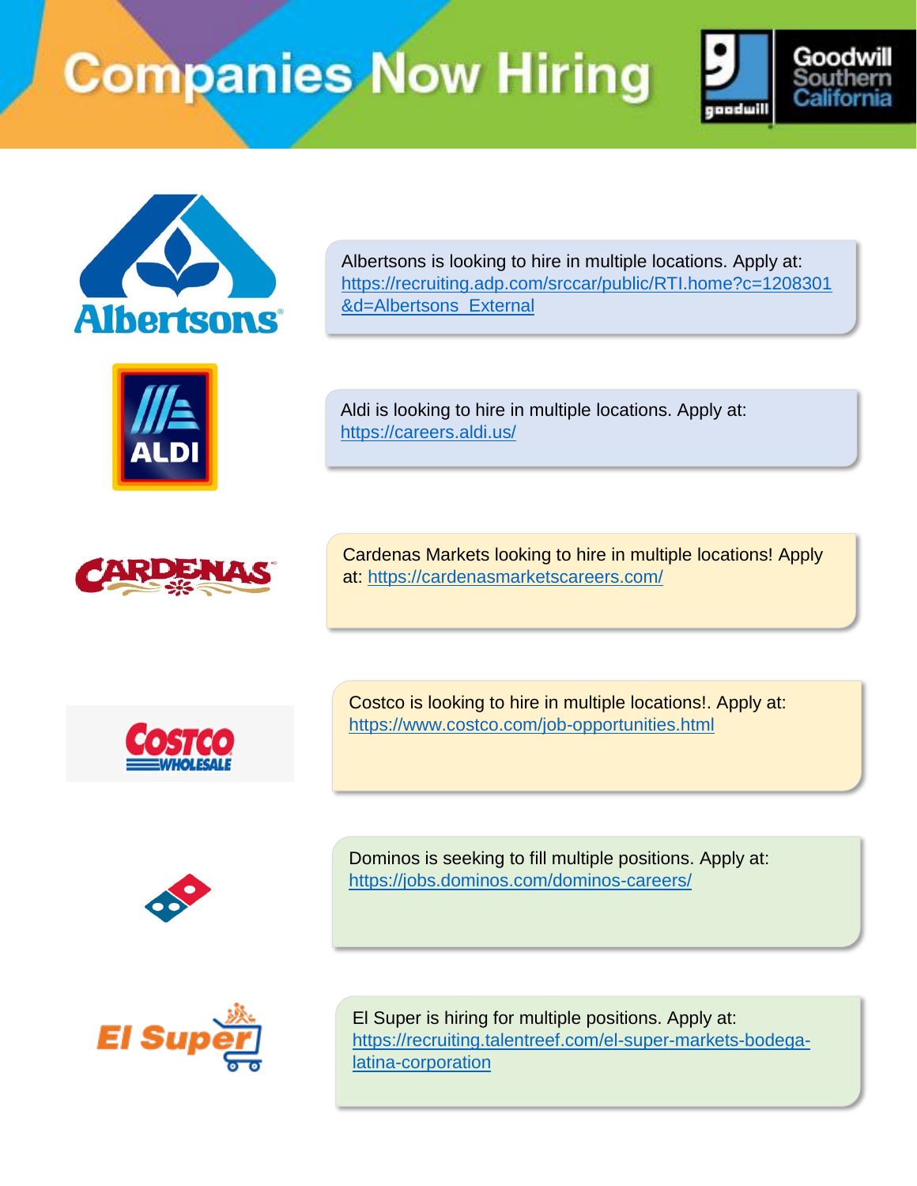# Companies Now Hiring

Goodwill Southern California

Albertsons is looking to hire in multiple locations. Apply at: https://recruiting.adp.com/srccar/public/RTI.home?c=1208301&d=Albertsons_External

Aldi is looking to hire in multiple locations. Apply at: https://careers.aldi.us/

Cardenas Markets looking to hire in multiple locations! Apply at: https://cardenasmarketscareers.com/

Costco is looking to hire in multiple locations!. Apply at: https://www.costco.com/job-opportunities.html

Dominos is seeking to fill multiple positions. Apply at: https://jobs.dominos.com/dominos-careers/

El Super is hiring for multiple positions. Apply at: https://recruiting.talentreef.com/el-super-markets-bodega-latina-corporation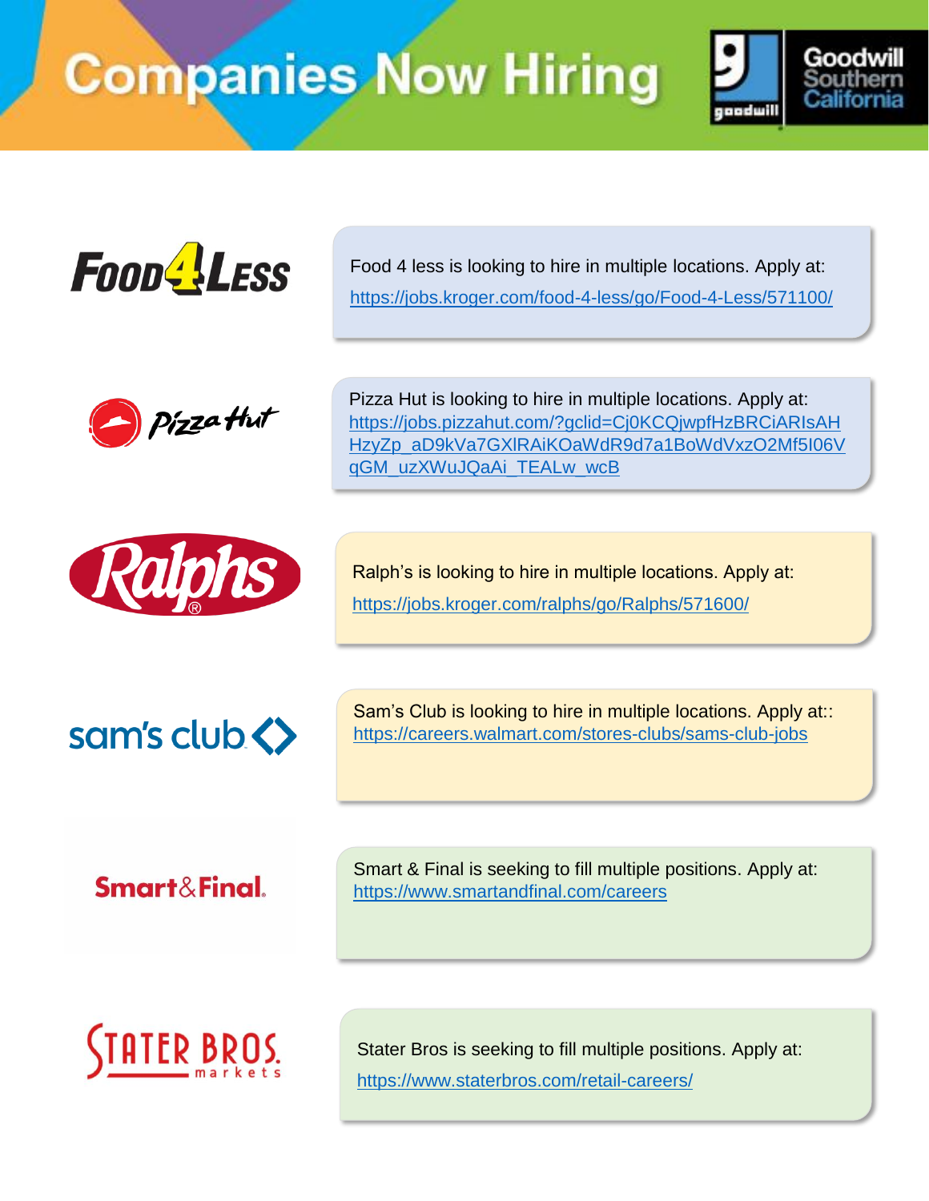# Companies Now Hiring

Goodwill Southern California

**FOOD 4 LESS**

Food 4 less is looking to hire in multiple locations. Apply at:
https://jobs.kroger.com/food-4-less/go/Food-4-Less/571100/

**Pizza Hut**

Pizza Hut is looking to hire in multiple locations. Apply at:
https://jobs.pizzahut.com/?gclid=Cj0KCQjwpfHzBRCiARIsAHHzyZp_aD9kVa7GXlRAiKOaWdR9d7a1BoWdVxzO2Mf5I06VqGM_uzXWuJQaAi_TEALw_wcB

**Ralphs**

Ralph's is looking to hire in multiple locations. Apply at:
https://jobs.kroger.com/ralphs/go/Ralphs/571600/

**sam's club**

Sam's Club is looking to hire in multiple locations. Apply at::
https://careers.walmart.com/stores-clubs/sams-club-jobs

**Smart&Final**

Smart & Final is seeking to fill multiple positions. Apply at:
https://www.smartandfinal.com/careers

**STATER BROS. markets**

Stater Bros is seeking to fill multiple positions. Apply at:
https://www.staterbros.com/retail-careers/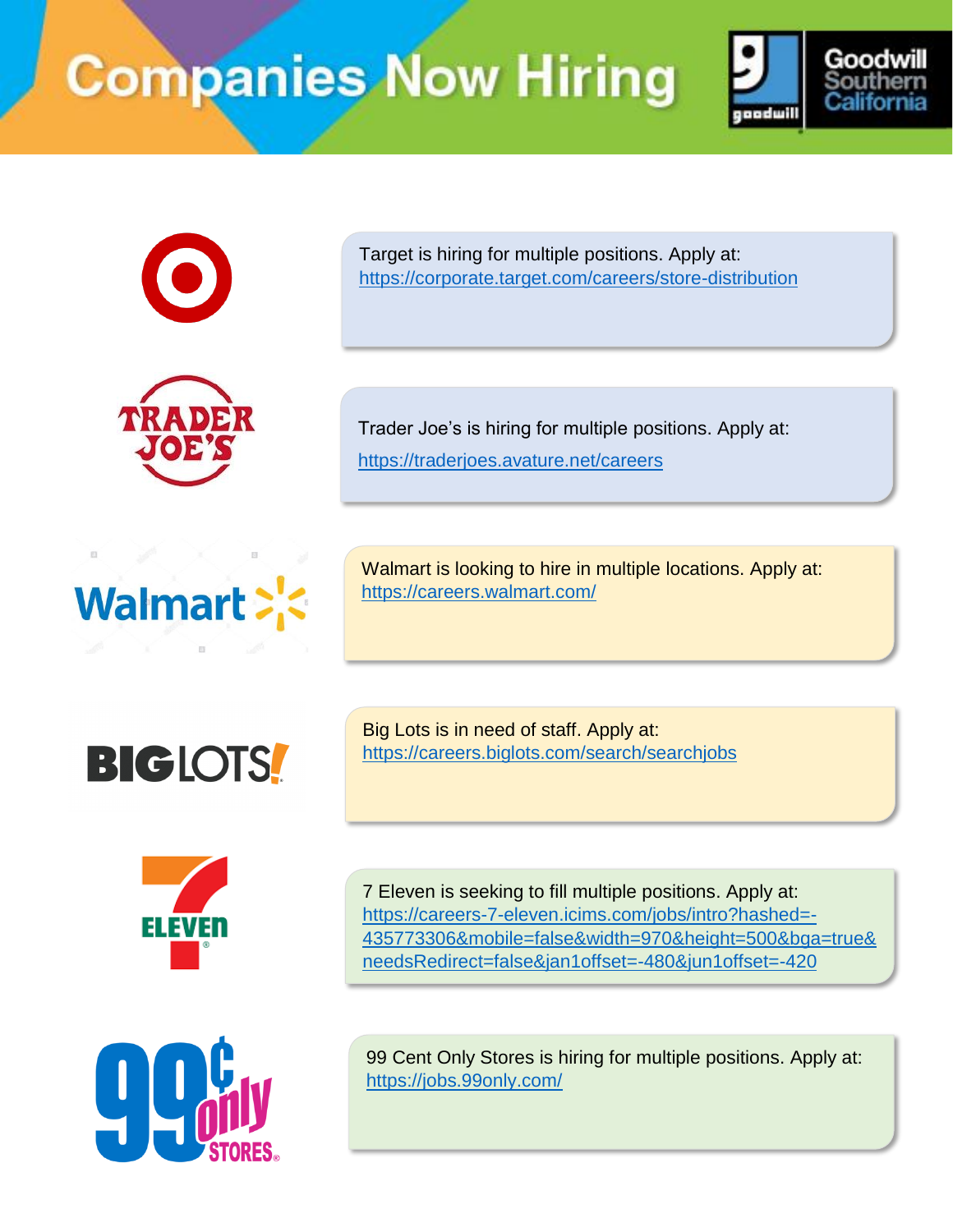# Companies Now Hiring

Target is hiring for multiple positions. Apply at: https://corporate.target.com/careers/store-distribution

Trader Joe's is hiring for multiple positions. Apply at:

https://traderjoes.avature.net/careers

Walmart is looking to hire in multiple locations. Apply at: https://careers.walmart.com/

Big Lots is in need of staff. Apply at: https://careers.biglots.com/search/searchjobs

7 Eleven is seeking to fill multiple positions. Apply at: https://careers-7-eleven.icims.com/jobs/intro?hashed=-435773306&mobile=false&width=970&height=500&bga=true&needsRedirect=false&jan1offset=-480&jun1offset=-420

99 Cent Only Stores is hiring for multiple positions. Apply at: https://jobs.99only.com/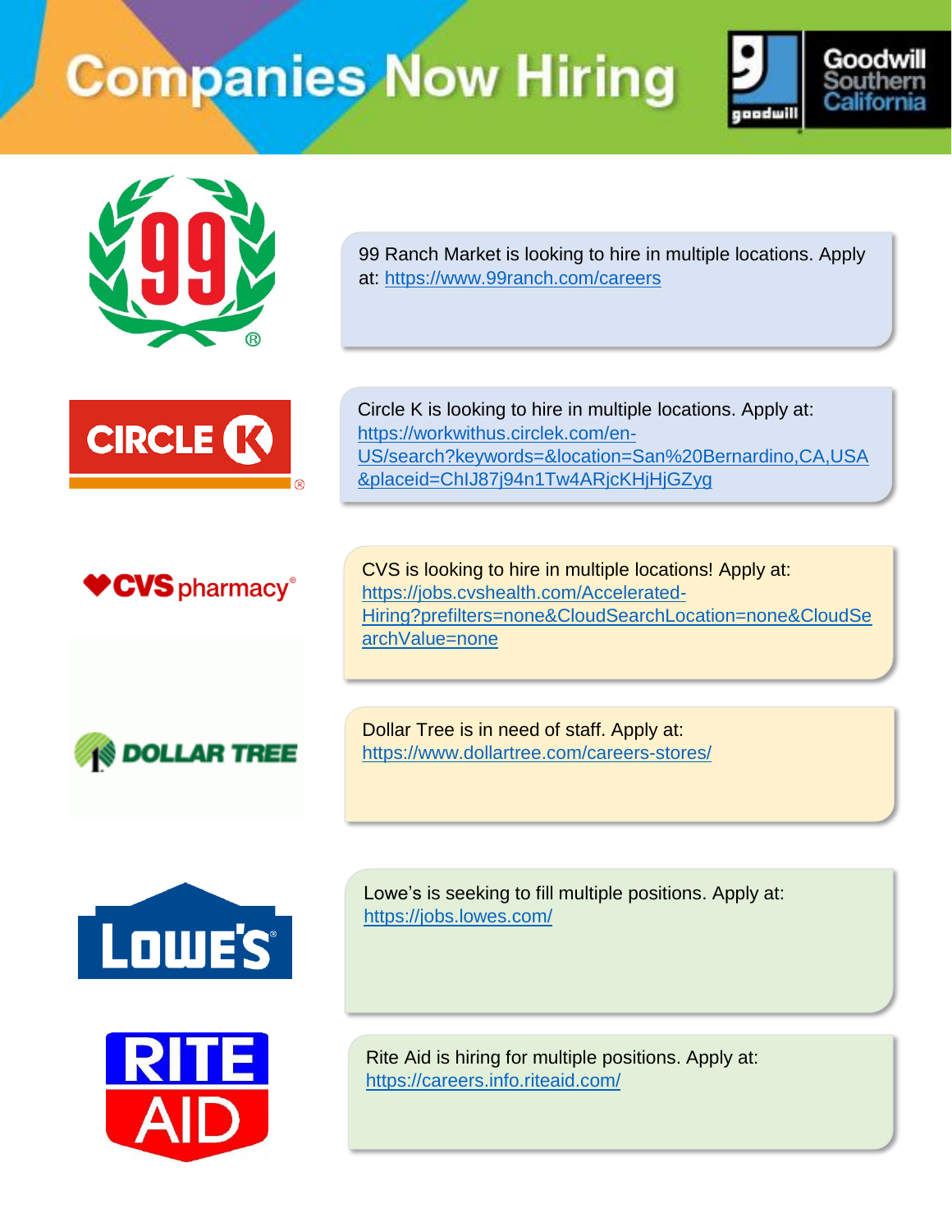# Companies Now Hiring

99 Ranch Market is looking to hire in multiple locations. Apply at: https://www.99ranch.com/careers

Circle K is looking to hire in multiple locations. Apply at: https://workwithus.circlek.com/en-US/search?keywords=&location=San%20Bernardino,CA,USA&placeid=ChIJ87j94n1Tw4ARjcKHjHjGZyg

CVS is looking to hire in multiple locations! Apply at: https://jobs.cvshealth.com/Accelerated-Hiring?prefilters=none&CloudSearchLocation=none&CloudSearchValue=none

Dollar Tree is in need of staff. Apply at: https://www.dollartree.com/careers-stores/

Lowe's is seeking to fill multiple positions. Apply at: https://jobs.lowes.com/

Rite Aid is hiring for multiple positions. Apply at: https://careers.info.riteaid.com/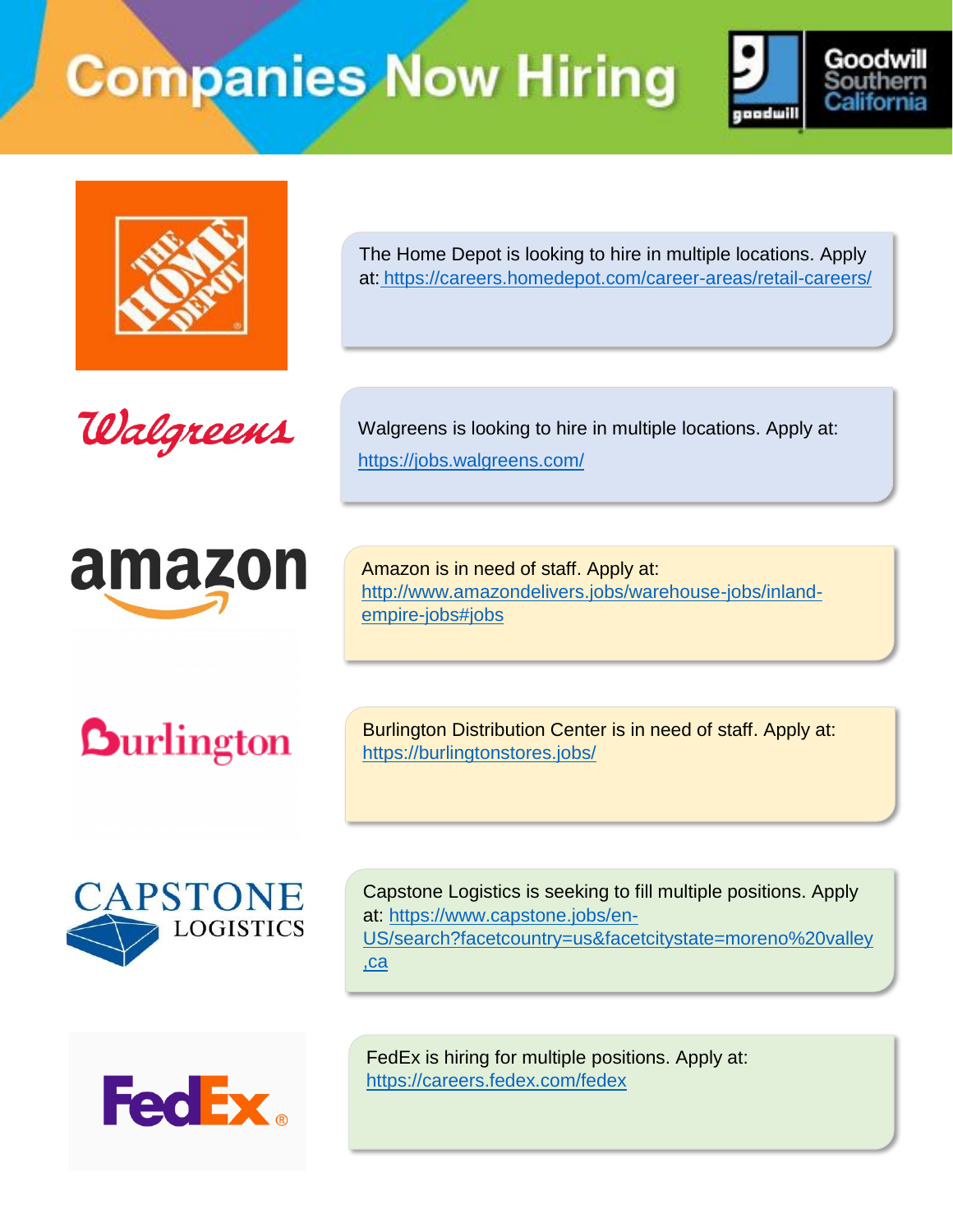# Companies Now Hiring

Goodwill Southern California

The Home Depot is looking to hire in multiple locations. Apply at: https://careers.homedepot.com/career-areas/retail-careers/

Walgreens is looking to hire in multiple locations. Apply at: https://jobs.walgreens.com/

Amazon is in need of staff. Apply at: http://www.amazondelivers.jobs/warehouse-jobs/inland-empire-jobs#jobs

Burlington Distribution Center is in need of staff. Apply at: https://burlingtonstores.jobs/

Capstone Logistics is seeking to fill multiple positions. Apply at: https://www.capstone.jobs/en-US/search?facetcountry=us&facetcitystate=moreno%20valley,ca

FedEx is hiring for multiple positions. Apply at: https://careers.fedex.com/fedex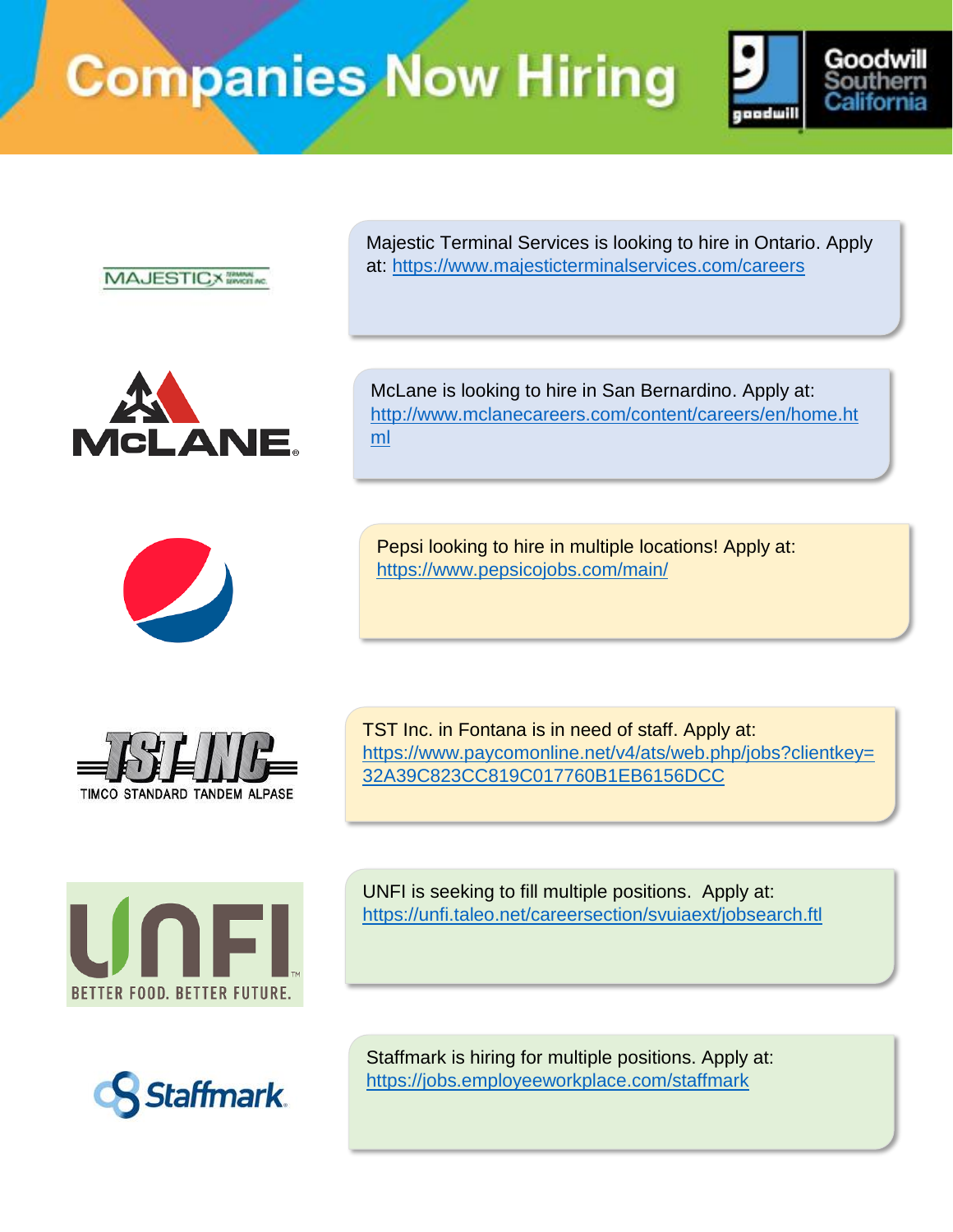# Companies Now Hiring

Goodwill Southern California

Majestic Terminal Services is looking to hire in Ontario. Apply at: https://www.majesticterminalservices.com/careers

McLane is looking to hire in San Bernardino. Apply at: http://www.mclanecareers.com/content/careers/en/home.html

Pepsi looking to hire in multiple locations! Apply at: https://www.pepsicojobs.com/main/

TST Inc. in Fontana is in need of staff. Apply at: https://www.paycomonline.net/v4/ats/web.php/jobs?clientkey=32A39C823CC819C017760B1EB6156DCC

UNFI is seeking to fill multiple positions. Apply at: https://unfi.taleo.net/careersection/svuiaext/jobsearch.ftl

Staffmark is hiring for multiple positions. Apply at: https://jobs.employeeworkplace.com/staffmark